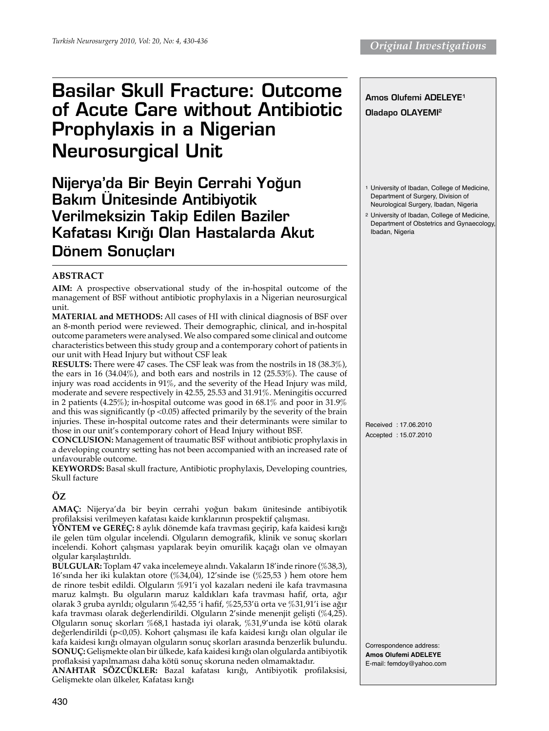*Original Investigations*

# Basilar Skull Fracture: Outcome of Acute Care without Antibiotic Prophylaxis in a Nigerian Neurosurgical Unit

# Nijerya'da Bir Beyin Cerrahi Yoğun Bakım Ünitesinde Antibiyotik Verilmeksizin Takip Edilen Baziler Kafatası Kırığı Olan Hastalarda Akut Dönem Sonuçları

**Amos Olufemi ADELEYE**[1]

**Oladapo OLAYEMI**[2]

[1] University of Ibadan, College of Medicine, Department of Surgery, Division of Neurological Surgery, Ibadan, Nigeria

[2] University of Ibadan, College of Medicine, Department of Obstetrics and Gynaecology, Ibadan, Nigeria

## ABSTRACT

**AIM:** A prospective observational study of the in-hospital outcome of the management of BSF without antibiotic prophylaxis in a Nigerian neurosurgical unit.

**MATERIAL and METHODS:** All cases of HI with clinical diagnosis of BSF over an 8-month period were reviewed. Their demographic, clinical, and in-hospital outcome parameters were analysed. We also compared some clinical and outcome characteristics between this study group and a contemporary cohort of patients in our unit with Head Injury but without CSF leak

**RESULTS:** There were 47 cases. The CSF leak was from the nostrils in 18 (38.3%), the ears in 16 (34.04%), and both ears and nostrils in 12 (25.53%). The cause of injury was road accidents in 91%, and the severity of the Head Injury was mild, moderate and severe respectively in 42.55, 25.53 and 31.91%. Meningitis occurred in 2 patients (4.25%); in-hospital outcome was good in 68.1% and poor in 31.9% and this was significantly ($p < 0.05$) affected primarily by the severity of the brain injuries. These in-hospital outcome rates and their determinants were similar to those in our unit's contemporary cohort of Head Injury without BSF.

**CONCLUSION:** Management of traumatic BSF without antibiotic prophylaxis in a developing country setting has not been accompanied with an increased rate of unfavourable outcome.

**KEYWORDS:** Basal skull fracture, Antibiotic prophylaxis, Developing countries, Skull facture

## ÖZ

**AMAÇ:** Nijerya'da bir beyin cerrahi yoğun bakım ünitesinde antibiyotik profilaksisi verilmeyen kafatası kaide kırıklarının prospektif çalışması.

**YÖNTEM ve GEREÇ:** 8 aylık dönemde kafa travması geçirip, kafa kaidesi kırığı ile gelen tüm olgular incelendi. Olguların demografik, klinik ve sonuç skorları incelendi. Kohort çalışması yapılarak beyin omurilik kaçağı olan ve olmayan olgular karşılaştırıldı.

**BULGULAR:** Toplam 47 vaka incelemeye alındı. Vakaların 18'inde rinore (%38,3), 16'sında her iki kulaktan otore (%34,04), 12'sinde ise (%25,53 ) hem otore hem de rinore tesbit edildi. Olguların %91'i yol kazaları nedeni ile kafa travmasına maruz kalmştı. Bu olguların maruz kaldıkları kafa travması hafif, orta, ağır olarak 3 gruba ayrıldı; olguların %42,55 'i hafif, %25,53'ü orta ve %31,91'i ise ağır kafa travması olarak değerlendirildi. Olguların 2'sinde menenjit gelişti (%4,25). Olguların sonuç skorları %68,1 hastada iyi olarak, %31,9'unda ise kötü olarak değerlendirildi ($p<0,05$). Kohort çalışması ile kafa kaidesi kırığı olan olgular ile kafa kaidesi kırığı olmayan olguların sonuç skorları arasında benzerlik bulundu.

**SONUÇ:** Gelişmekte olan bir ülkede, kafa kaidesi kırığı olan olgularda antibiyotik proflaksisi yapılmaması daha kötü sonuç skoruna neden olmamaktadır.

**ANAHTAR SÖZCÜKLER:** Bazal kafatası kırığı, Antibiyotik profilaksisi, Gelişmekte olan ülkeler, Kafatası kırığı

Received : 17.06.2010

Accepted : 15.07.2010

Correspondence address:

**Amos Olufemi ADELEYE**

E-mail: femdoy@yahoo.com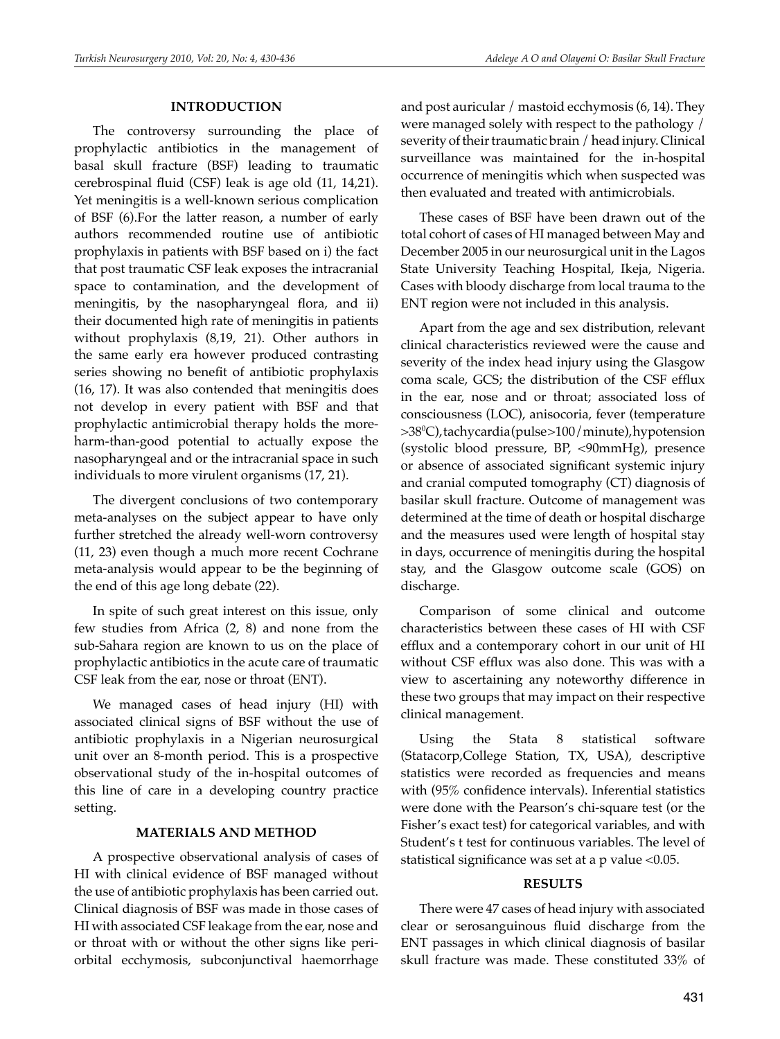## INTRODUCTION

The controversy surrounding the place of prophylactic antibiotics in the management of basal skull fracture (BSF) leading to traumatic cerebrospinal fluid (CSF) leak is age old (11, 14,21). Yet meningitis is a well-known serious complication of BSF (6).For the latter reason, a number of early authors recommended routine use of antibiotic prophylaxis in patients with BSF based on i) the fact that post traumatic CSF leak exposes the intracranial space to contamination, and the development of meningitis, by the nasopharyngeal flora, and ii) their documented high rate of meningitis in patients without prophylaxis (8,19, 21). Other authors in the same early era however produced contrasting series showing no benefit of antibiotic prophylaxis (16, 17). It was also contended that meningitis does not develop in every patient with BSF and that prophylactic antimicrobial therapy holds the more-harm-than-good potential to actually expose the nasopharyngeal and or the intracranial space in such individuals to more virulent organisms (17, 21).

The divergent conclusions of two contemporary meta-analyses on the subject appear to have only further stretched the already well-worn controversy (11, 23) even though a much more recent Cochrane meta-analysis would appear to be the beginning of the end of this age long debate (22).

In spite of such great interest on this issue, only few studies from Africa (2, 8) and none from the sub-Sahara region are known to us on the place of prophylactic antibiotics in the acute care of traumatic CSF leak from the ear, nose or throat (ENT).

We managed cases of head injury (HI) with associated clinical signs of BSF without the use of antibiotic prophylaxis in a Nigerian neurosurgical unit over an 8-month period. This is a prospective observational study of the in-hospital outcomes of this line of care in a developing country practice setting.

## MATERIALS AND METHOD

A prospective observational analysis of cases of HI with clinical evidence of BSF managed without the use of antibiotic prophylaxis has been carried out. Clinical diagnosis of BSF was made in those cases of HI with associated CSF leakage from the ear, nose and or throat with or without the other signs like peri-orbital ecchymosis, subconjunctival haemorrhage and post auricular / mastoid ecchymosis (6, 14). They were managed solely with respect to the pathology / severity of their traumatic brain / head injury. Clinical surveillance was maintained for the in-hospital occurrence of meningitis which when suspected was then evaluated and treated with antimicrobials.

These cases of BSF have been drawn out of the total cohort of cases of HI managed between May and December 2005 in our neurosurgical unit in the Lagos State University Teaching Hospital, Ikeja, Nigeria. Cases with bloody discharge from local trauma to the ENT region were not included in this analysis.

Apart from the age and sex distribution, relevant clinical characteristics reviewed were the cause and severity of the index head injury using the Glasgow coma scale, GCS; the distribution of the CSF efflux in the ear, nose and or throat; associated loss of consciousness (LOC), anisocoria, fever (temperature >38$^0$C), tachycardia (pulse>100/minute), hypotension (systolic blood pressure, BP, <90mmHg), presence or absence of associated significant systemic injury and cranial computed tomography (CT) diagnosis of basilar skull fracture. Outcome of management was determined at the time of death or hospital discharge and the measures used were length of hospital stay in days, occurrence of meningitis during the hospital stay, and the Glasgow outcome scale (GOS) on discharge.

Comparison of some clinical and outcome characteristics between these cases of HI with CSF efflux and a contemporary cohort in our unit of HI without CSF efflux was also done. This was with a view to ascertaining any noteworthy difference in these two groups that may impact on their respective clinical management.

Using the Stata 8 statistical software (Statacorp,College Station, TX, USA), descriptive statistics were recorded as frequencies and means with (95% confidence intervals). Inferential statistics were done with the Pearson's chi-square test (or the Fisher's exact test) for categorical variables, and with Student's t test for continuous variables. The level of statistical significance was set at a p value <0.05.

## RESULTS

There were 47 cases of head injury with associated clear or serosanguinous fluid discharge from the ENT passages in which clinical diagnosis of basilar skull fracture was made. These constituted 33% of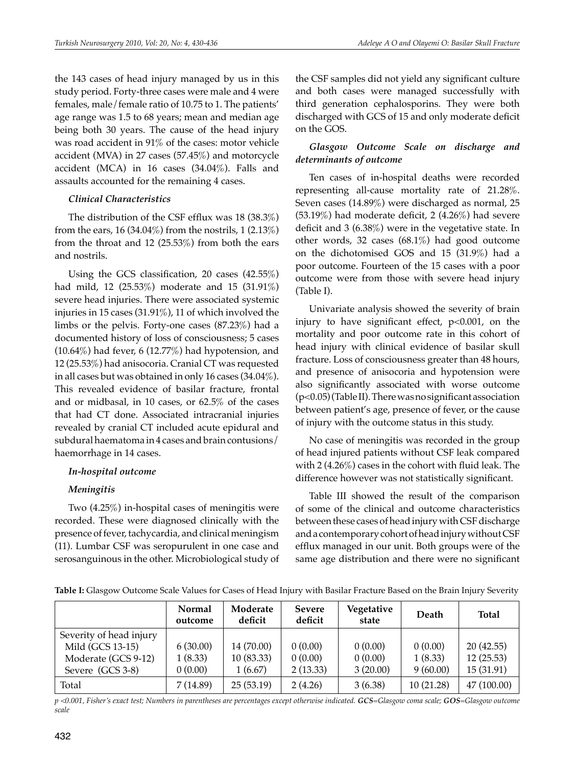the 143 cases of head injury managed by us in this study period. Forty-three cases were male and 4 were females, male/female ratio of 10.75 to 1. The patients' age range was 1.5 to 68 years; mean and median age being both 30 years. The cause of the head injury was road accident in 91% of the cases: motor vehicle accident (MVA) in 27 cases (57.45%) and motorcycle accident (MCA) in 16 cases (34.04%). Falls and assaults accounted for the remaining 4 cases.

### *Clinical Characteristics*

The distribution of the CSF efflux was 18 (38.3%) from the ears, 16 (34.04%) from the nostrils, 1 (2.13%) from the throat and 12 (25.53%) from both the ears and nostrils.

Using the GCS classification, 20 cases (42.55%) had mild, 12 (25.53%) moderate and 15 (31.91%) severe head injuries. There were associated systemic injuries in 15 cases (31.91%), 11 of which involved the limbs or the pelvis. Forty-one cases (87.23%) had a documented history of loss of consciousness; 5 cases (10.64%) had fever, 6 (12.77%) had hypotension, and 12 (25.53%) had anisocoria. Cranial CT was requested in all cases but was obtained in only 16 cases (34.04%). This revealed evidence of basilar fracture, frontal and or midbasal, in 10 cases, or 62.5% of the cases that had CT done. Associated intracranial injuries revealed by cranial CT included acute epidural and subdural haematoma in 4 cases and brain contusions/haemorrhage in 14 cases.

### *In-hospital outcome*

#### *Meningitis*

Two (4.25%) in-hospital cases of meningitis were recorded. These were diagnosed clinically with the presence of fever, tachycardia, and clinical meningism (11). Lumbar CSF was seropurulent in one case and serosanguinous in the other. Microbiological study of the CSF samples did not yield any significant culture and both cases were managed successfully with third generation cephalosporins. They were both discharged with GCS of 15 and only moderate deficit on the GOS.

### *Glasgow Outcome Scale on discharge and determinants of outcome*

Ten cases of in-hospital deaths were recorded representing all-cause mortality rate of 21.28%. Seven cases (14.89%) were discharged as normal, 25 (53.19%) had moderate deficit, 2 (4.26%) had severe deficit and 3 (6.38%) were in the vegetative state. In other words, 32 cases (68.1%) had good outcome on the dichotomised GOS and 15 (31.9%) had a poor outcome. Fourteen of the 15 cases with a poor outcome were from those with severe head injury (Table I).

Univariate analysis showed the severity of brain injury to have significant effect, $p<0.001$, on the mortality and poor outcome rate in this cohort of head injury with clinical evidence of basilar skull fracture. Loss of consciousness greater than 48 hours, and presence of anisocoria and hypotension were also significantly associated with worse outcome ($p<0.05$) (Table II). There was no significant association between patient's age, presence of fever, or the cause of injury with the outcome status in this study.

No case of meningitis was recorded in the group of head injured patients without CSF leak compared with 2 (4.26%) cases in the cohort with fluid leak. The difference however was not statistically significant.

Table III showed the result of the comparison of some of the clinical and outcome characteristics between these cases of head injury with CSF discharge and a contemporary cohort of head injury without CSF efflux managed in our unit. Both groups were of the same age distribution and there were no significant

**Table I:** Glasgow Outcome Scale Values for Cases of Head Injury with Basilar Fracture Based on the Brain Injury Severity

| | Normal outcome | Moderate deficit | Severe deficit | Vegetative state | Death | Total |
|---|---|---|---|---|---|---|
| Severity of head injury | | | | | | |
| Mild (GCS 13-15) | 6 (30.00) | 14 (70.00) | 0 (0.00) | 0 (0.00) | 0 (0.00) | 20 (42.55) |
| Moderate (GCS 9-12) | 1 (8.33) | 10 (83.33) | 0 (0.00) | 0 (0.00) | 1 (8.33) | 12 (25.53) |
| Severe (GCS 3-8) | 0 (0.00) | 1 (6.67) | 2 (13.33) | 3 (20.00) | 9 (60.00) | 15 (31.91) |
| Total | 7 (14.89) | 25 (53.19) | 2 (4.26) | 3 (6.38) | 10 (21.28) | 47 (100.00) |

*$p<0.001$, Fisher's exact test; Numbers in parentheses are percentages except otherwise indicated.* ***GCS****=Glasgow coma scale;* ***GOS****=Glasgow outcome scale*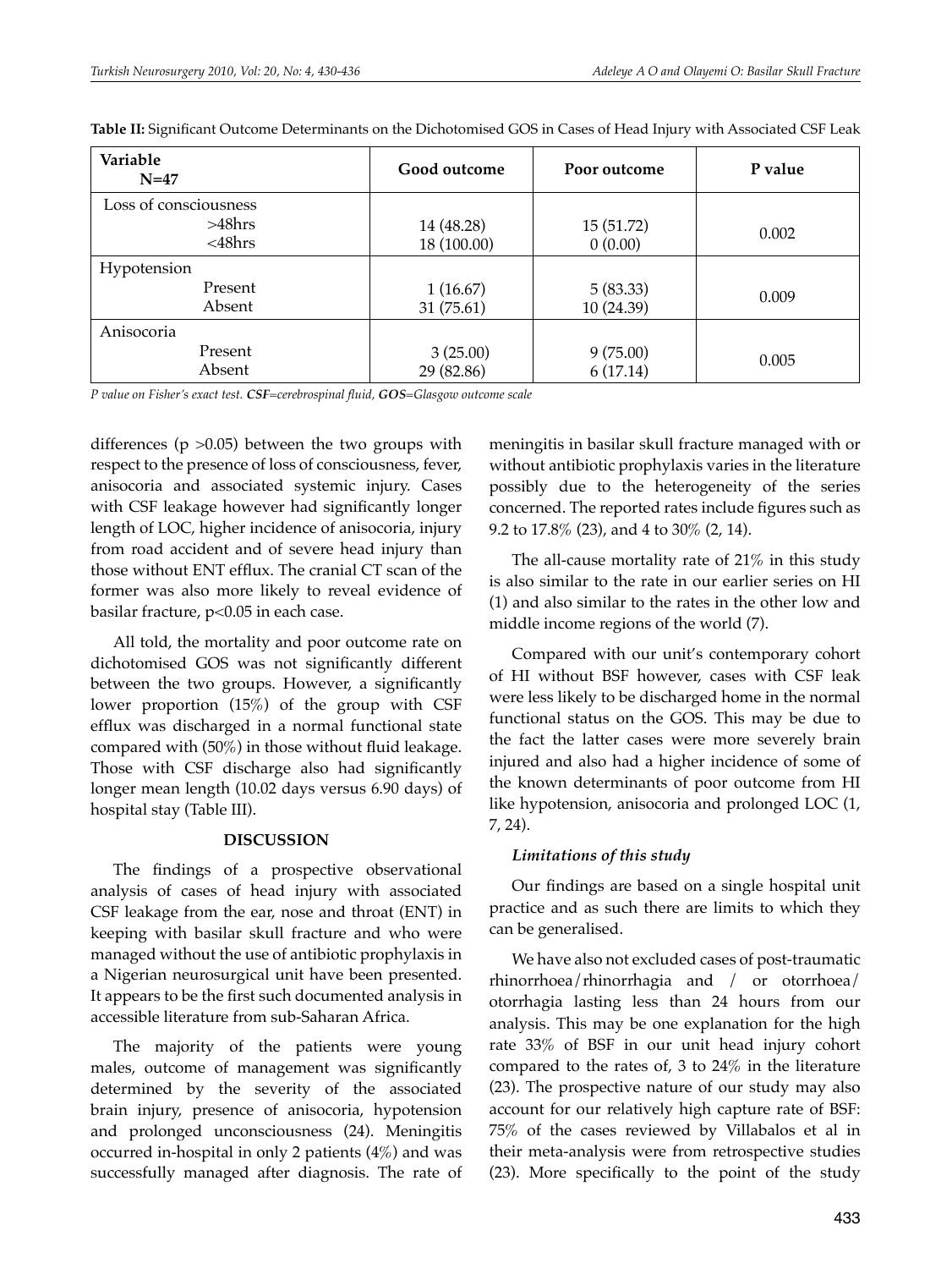**Table II:** Significant Outcome Determinants on the Dichotomised GOS in Cases of Head Injury with Associated CSF Leak

| Variable N=47 | Good outcome | Poor outcome | P value |
|---|---|---|---|
| Loss of consciousness | | | |
| >48hrs | 14 (48.28) | 15 (51.72) | 0.002 |
| <48hrs | 18 (100.00) | 0 (0.00) | |
| Hypotension | | | |
| Present | 1 (16.67) | 5 (83.33) | 0.009 |
| Absent | 31 (75.61) | 10 (24.39) | |
| Anisocoria | | | |
| Present | 3 (25.00) | 9 (75.00) | 0.005 |
| Absent | 29 (82.86) | 6 (17.14) | |

*P value on Fisher's exact test.* ***CSF****=cerebrospinal fluid,* ***GOS****=Glasgow outcome scale*

differences ($p > 0.05$) between the two groups with respect to the presence of loss of consciousness, fever, anisocoria and associated systemic injury. Cases with CSF leakage however had significantly longer length of LOC, higher incidence of anisocoria, injury from road accident and of severe head injury than those without ENT efflux. The cranial CT scan of the former was also more likely to reveal evidence of basilar fracture, $p < 0.05$ in each case.

All told, the mortality and poor outcome rate on dichotomised GOS was not significantly different between the two groups. However, a significantly lower proportion (15%) of the group with CSF efflux was discharged in a normal functional state compared with (50%) in those without fluid leakage. Those with CSF discharge also had significantly longer mean length (10.02 days versus 6.90 days) of hospital stay (Table III).

## DISCUSSION

The findings of a prospective observational analysis of cases of head injury with associated CSF leakage from the ear, nose and throat (ENT) in keeping with basilar skull fracture and who were managed without the use of antibiotic prophylaxis in a Nigerian neurosurgical unit have been presented. It appears to be the first such documented analysis in accessible literature from sub-Saharan Africa.

The majority of the patients were young males, outcome of management was significantly determined by the severity of the associated brain injury, presence of anisocoria, hypotension and prolonged unconsciousness (24). Meningitis occurred in-hospital in only 2 patients (4%) and was successfully managed after diagnosis. The rate of meningitis in basilar skull fracture managed with or without antibiotic prophylaxis varies in the literature possibly due to the heterogeneity of the series concerned. The reported rates include figures such as 9.2 to 17.8% (23), and 4 to 30% (2, 14).

The all-cause mortality rate of 21% in this study is also similar to the rate in our earlier series on HI (1) and also similar to the rates in the other low and middle income regions of the world (7).

Compared with our unit's contemporary cohort of HI without BSF however, cases with CSF leak were less likely to be discharged home in the normal functional status on the GOS. This may be due to the fact the latter cases were more severely brain injured and also had a higher incidence of some of the known determinants of poor outcome from HI like hypotension, anisocoria and prolonged LOC (1, 7, 24).

### *Limitations of this study*

Our findings are based on a single hospital unit practice and as such there are limits to which they can be generalised.

We have also not excluded cases of post-traumatic rhinorrhoea/rhinorrhagia and / or otorrhoea/otorrhagia lasting less than 24 hours from our analysis. This may be one explanation for the high rate 33% of BSF in our unit head injury cohort compared to the rates of, 3 to 24% in the literature (23). The prospective nature of our study may also account for our relatively high capture rate of BSF: 75% of the cases reviewed by Villabalos et al in their meta-analysis were from retrospective studies (23). More specifically to the point of the study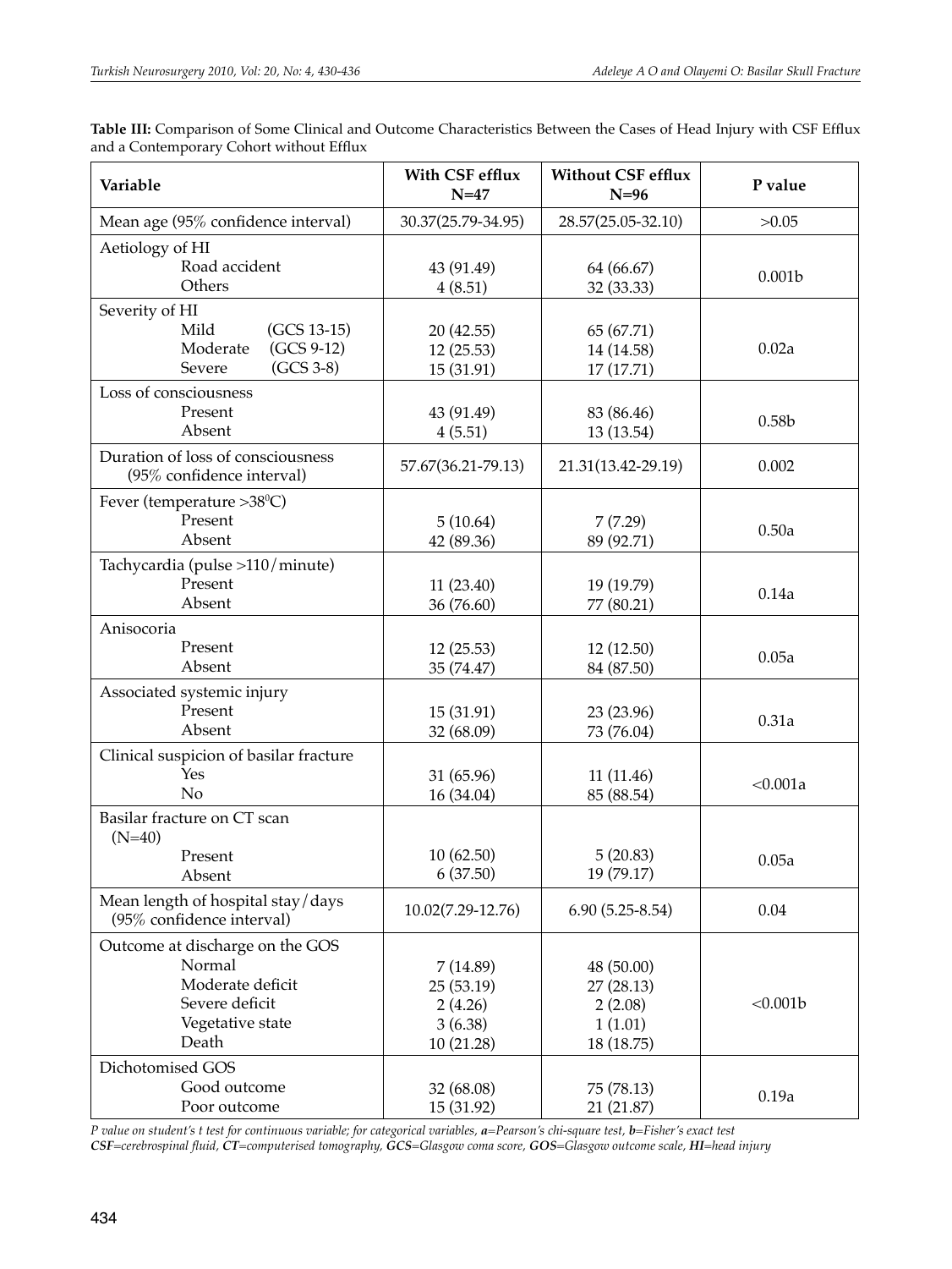**Table III:** Comparison of Some Clinical and Outcome Characteristics Between the Cases of Head Injury with CSF Efflux and a Contemporary Cohort without Efflux

| Variable | With CSF efflux N=47 | Without CSF efflux N=96 | P value |
|---|---|---|---|
| Mean age (95% confidence interval) | 30.37(25.79-34.95) | 28.57(25.05-32.10) | >0.05 |
| Aetiology of HI | | | |
| Road accident | 43 (91.49) | 64 (66.67) | 0.001b |
| Others | 4 (8.51) | 32 (33.33) | |
| Severity of HI | | | |
| Mild (GCS 13-15) | 20 (42.55) | 65 (67.71) | 0.02a |
| Moderate (GCS 9-12) | 12 (25.53) | 14 (14.58) | |
| Severe (GCS 3-8) | 15 (31.91) | 17 (17.71) | |
| Loss of consciousness | | | |
| Present | 43 (91.49) | 83 (86.46) | 0.58b |
| Absent | 4 (5.51) | 13 (13.54) | |
| Duration of loss of consciousness (95% confidence interval) | 57.67(36.21-79.13) | 21.31(13.42-29.19) | 0.002 |
| Fever (temperature >38$^0$C) | | | |
| Present | 5 (10.64) | 7 (7.29) | 0.50a |
| Absent | 42 (89.36) | 89 (92.71) | |
| Tachycardia (pulse >110/minute) | | | |
| Present | 11 (23.40) | 19 (19.79) | 0.14a |
| Absent | 36 (76.60) | 77 (80.21) | |
| Anisocoria | | | |
| Present | 12 (25.53) | 12 (12.50) | 0.05a |
| Absent | 35 (74.47) | 84 (87.50) | |
| Associated systemic injury | | | |
| Present | 15 (31.91) | 23 (23.96) | 0.31a |
| Absent | 32 (68.09) | 73 (76.04) | |
| Clinical suspicion of basilar fracture | | | |
| Yes | 31 (65.96) | 11 (11.46) | <0.001a |
| No | 16 (34.04) | 85 (88.54) | |
| Basilar fracture on CT scan (N=40) | | | |
| Present | 10 (62.50) | 5 (20.83) | 0.05a |
| Absent | 6 (37.50) | 19 (79.17) | |
| Mean length of hospital stay/days (95% confidence interval) | 10.02(7.29-12.76) | 6.90 (5.25-8.54) | 0.04 |
| Outcome at discharge on the GOS | | | |
| Normal | 7 (14.89) | 48 (50.00) | <0.001b |
| Moderate deficit | 25 (53.19) | 27 (28.13) | |
| Severe deficit | 2 (4.26) | 2 (2.08) | |
| Vegetative state | 3 (6.38) | 1 (1.01) | |
| Death | 10 (21.28) | 18 (18.75) | |
| Dichotomised GOS | | | |
| Good outcome | 32 (68.08) | 75 (78.13) | 0.19a |
| Poor outcome | 15 (31.92) | 21 (21.87) | |

*P value on student's t test for continuous variable; for categorical variables, **a**=Pearson's chi-square test, **b**=Fisher's exact test*
***CSF**=cerebrospinal fluid, **CT**=computerised tomography, **GCS**=Glasgow coma score, **GOS**=Glasgow outcome scale, **HI**=head injury*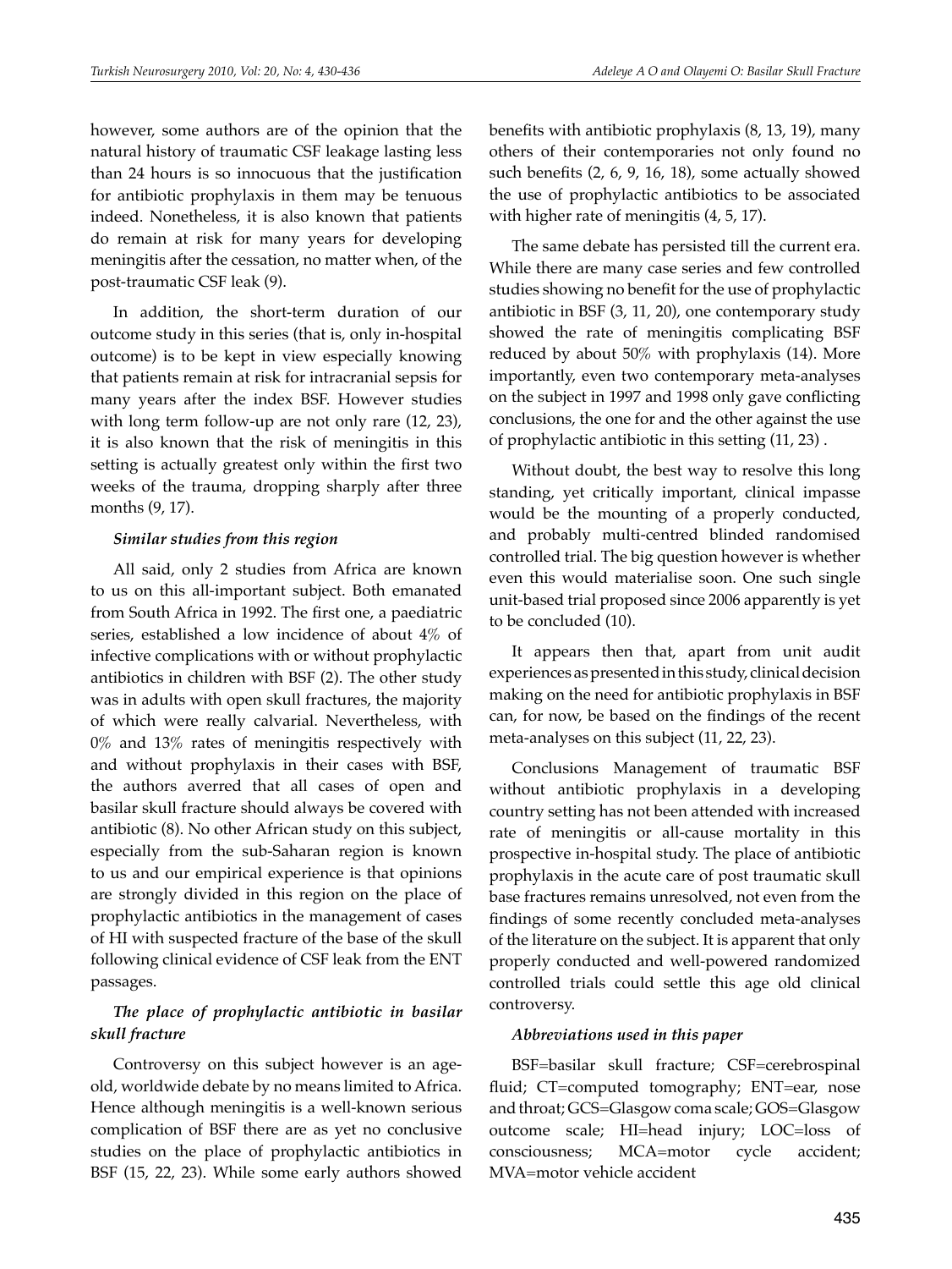however, some authors are of the opinion that the natural history of traumatic CSF leakage lasting less than 24 hours is so innocuous that the justification for antibiotic prophylaxis in them may be tenuous indeed. Nonetheless, it is also known that patients do remain at risk for many years for developing meningitis after the cessation, no matter when, of the post-traumatic CSF leak (9).

In addition, the short-term duration of our outcome study in this series (that is, only in-hospital outcome) is to be kept in view especially knowing that patients remain at risk for intracranial sepsis for many years after the index BSF. However studies with long term follow-up are not only rare (12, 23), it is also known that the risk of meningitis in this setting is actually greatest only within the first two weeks of the trauma, dropping sharply after three months (9, 17).

***Similar studies from this region***

All said, only 2 studies from Africa are known to us on this all-important subject. Both emanated from South Africa in 1992. The first one, a paediatric series, established a low incidence of about 4% of infective complications with or without prophylactic antibiotics in children with BSF (2). The other study was in adults with open skull fractures, the majority of which were really calvarial. Nevertheless, with 0% and 13% rates of meningitis respectively with and without prophylaxis in their cases with BSF, the authors averred that all cases of open and basilar skull fracture should always be covered with antibiotic (8). No other African study on this subject, especially from the sub-Saharan region is known to us and our empirical experience is that opinions are strongly divided in this region on the place of prophylactic antibiotics in the management of cases of HI with suspected fracture of the base of the skull following clinical evidence of CSF leak from the ENT passages.

***The place of prophylactic antibiotic in basilar skull fracture***

Controversy on this subject however is an age-old, worldwide debate by no means limited to Africa. Hence although meningitis is a well-known serious complication of BSF there are as yet no conclusive studies on the place of prophylactic antibiotics in BSF (15, 22, 23). While some early authors showed benefits with antibiotic prophylaxis (8, 13, 19), many others of their contemporaries not only found no such benefits (2, 6, 9, 16, 18), some actually showed the use of prophylactic antibiotics to be associated with higher rate of meningitis (4, 5, 17).

The same debate has persisted till the current era. While there are many case series and few controlled studies showing no benefit for the use of prophylactic antibiotic in BSF (3, 11, 20), one contemporary study showed the rate of meningitis complicating BSF reduced by about 50% with prophylaxis (14). More importantly, even two contemporary meta-analyses on the subject in 1997 and 1998 only gave conflicting conclusions, the one for and the other against the use of prophylactic antibiotic in this setting (11, 23) .

Without doubt, the best way to resolve this long standing, yet critically important, clinical impasse would be the mounting of a properly conducted, and probably multi-centred blinded randomised controlled trial. The big question however is whether even this would materialise soon. One such single unit-based trial proposed since 2006 apparently is yet to be concluded (10).

It appears then that, apart from unit audit experiences as presented in this study, clinical decision making on the need for antibiotic prophylaxis in BSF can, for now, be based on the findings of the recent meta-analyses on this subject (11, 22, 23).

Conclusions Management of traumatic BSF without antibiotic prophylaxis in a developing country setting has not been attended with increased rate of meningitis or all-cause mortality in this prospective in-hospital study. The place of antibiotic prophylaxis in the acute care of post traumatic skull base fractures remains unresolved, not even from the findings of some recently concluded meta-analyses of the literature on the subject. It is apparent that only properly conducted and well-powered randomized controlled trials could settle this age old clinical controversy.

***Abbreviations used in this paper***

BSF=basilar skull fracture; CSF=cerebrospinal fluid; CT=computed tomography; ENT=ear, nose and throat; GCS=Glasgow coma scale; GOS=Glasgow outcome scale; HI=head injury; LOC=loss of consciousness; MCA=motor cycle accident; MVA=motor vehicle accident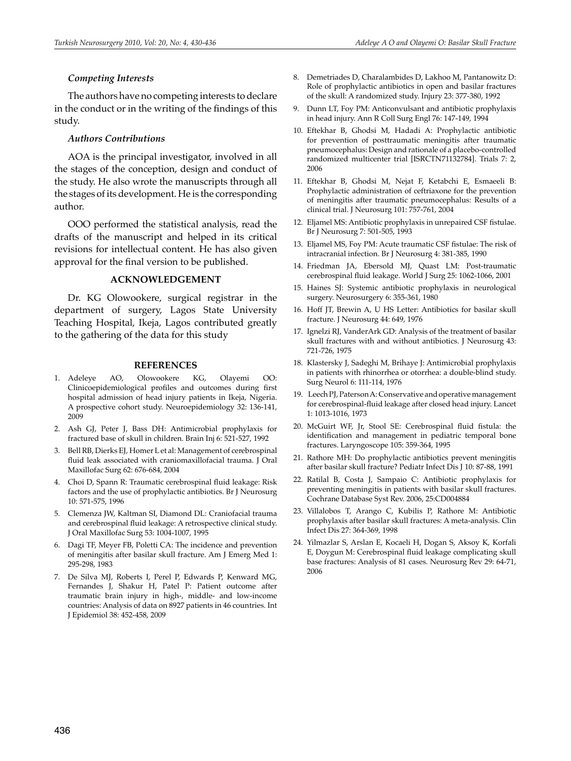### *Competing Interests*

The authors have no competing interests to declare in the conduct or in the writing of the findings of this study.

### *Authors Contributions*

AOA is the principal investigator, involved in all the stages of the conception, design and conduct of the study. He also wrote the manuscripts through all the stages of its development. He is the corresponding author.

OOO performed the statistical analysis, read the drafts of the manuscript and helped in its critical revisions for intellectual content. He has also given approval for the final version to be published.

## ACKNOWLEDGEMENT

Dr. KG Olowookere, surgical registrar in the department of surgery, Lagos State University Teaching Hospital, Ikeja, Lagos contributed greatly to the gathering of the data for this study

## REFERENCES

1. Adeleye AO, Olowookere KG, Olayemi OO: Clinicoepidemiological profiles and outcomes during first hospital admission of head injury patients in Ikeja, Nigeria. A prospective cohort study. Neuroepidemiology 32: 136-141, 2009
2. Ash GJ, Peter J, Bass DH: Antimicrobial prophylaxis for fractured base of skull in children. Brain Inj 6: 521-527, 1992
3. Bell RB, Dierks EJ, Homer L et al: Management of cerebrospinal fluid leak associated with craniomaxillofacial trauma. J Oral Maxillofac Surg 62: 676-684, 2004
4. Choi D, Spann R: Traumatic cerebrospinal fluid leakage: Risk factors and the use of prophylactic antibiotics. Br J Neurosurg 10: 571-575, 1996
5. Clemenza JW, Kaltman SI, Diamond DL: Craniofacial trauma and cerebrospinal fluid leakage: A retrospective clinical study. J Oral Maxillofac Surg 53: 1004-1007, 1995
6. Dagi TF, Meyer FB, Poletti CA: The incidence and prevention of meningitis after basilar skull fracture. Am J Emerg Med 1: 295-298, 1983
7. De Silva MJ, Roberts I, Perel P, Edwards P, Kenward MG, Fernandes J, Shakur H, Patel P: Patient outcome after traumatic brain injury in high-, middle- and low-income countries: Analysis of data on 8927 patients in 46 countries. Int J Epidemiol 38: 452-458, 2009
8. Demetriades D, Charalambides D, Lakhoo M, Pantanowitz D: Role of prophylactic antibiotics in open and basilar fractures of the skull: A randomized study. Injury 23: 377-380, 1992
9. Dunn LT, Foy PM: Anticonvulsant and antibiotic prophylaxis in head injury. Ann R Coll Surg Engl 76: 147-149, 1994
10. Eftekhar B, Ghodsi M, Hadadi A: Prophylactic antibiotic for prevention of posttraumatic meningitis after traumatic pneumocephalus: Design and rationale of a placebo-controlled randomized multicenter trial [ISRCTN71132784]. Trials 7: 2, 2006
11. Eftekhar B, Ghodsi M, Nejat F, Ketabchi E, Esmaeeli B: Prophylactic administration of ceftriaxone for the prevention of meningitis after traumatic pneumocephalus: Results of a clinical trial. J Neurosurg 101: 757-761, 2004
12. Eljamel MS: Antibiotic prophylaxis in unrepaired CSF fistulae. Br J Neurosurg 7: 501-505, 1993
13. Eljamel MS, Foy PM: Acute traumatic CSF fistulae: The risk of intracranial infection. Br J Neurosurg 4: 381-385, 1990
14. Friedman JA, Ebersold MJ, Quast LM: Post-traumatic cerebrospinal fluid leakage. World J Surg 25: 1062-1066, 2001
15. Haines SJ: Systemic antibiotic prophylaxis in neurological surgery. Neurosurgery 6: 355-361, 1980
16. Hoff JT, Brewin A, U HS Letter: Antibiotics for basilar skull fracture. J Neurosurg 44: 649, 1976
17. Ignelzi RJ, VanderArk GD: Analysis of the treatment of basilar skull fractures with and without antibiotics. J Neurosurg 43: 721-726, 1975
18. Klastersky J, Sadeghi M, Brihaye J: Antimicrobial prophylaxis in patients with rhinorrhea or otorrhea: a double-blind study. Surg Neurol 6: 111-114, 1976
19. Leech PJ, Paterson A: Conservative and operative management for cerebrospinal-fluid leakage after closed head injury. Lancet 1: 1013-1016, 1973
20. McGuirt WF, Jr, Stool SE: Cerebrospinal fluid fistula: the identification and management in pediatric temporal bone fractures. Laryngoscope 105: 359-364, 1995
21. Rathore MH: Do prophylactic antibiotics prevent meningitis after basilar skull fracture? Pediatr Infect Dis J 10: 87-88, 1991
22. Ratilal B, Costa J, Sampaio C: Antibiotic prophylaxis for preventing meningitis in patients with basilar skull fractures. Cochrane Database Syst Rev. 2006, 25:CD004884
23. Villalobos T, Arango C, Kubilis P, Rathore M: Antibiotic prophylaxis after basilar skull fractures: A meta-analysis. Clin Infect Dis 27: 364-369, 1998
24. Yilmazlar S, Arslan E, Kocaeli H, Dogan S, Aksoy K, Korfali E, Doygun M: Cerebrospinal fluid leakage complicating skull base fractures: Analysis of 81 cases. Neurosurg Rev 29: 64-71, 2006